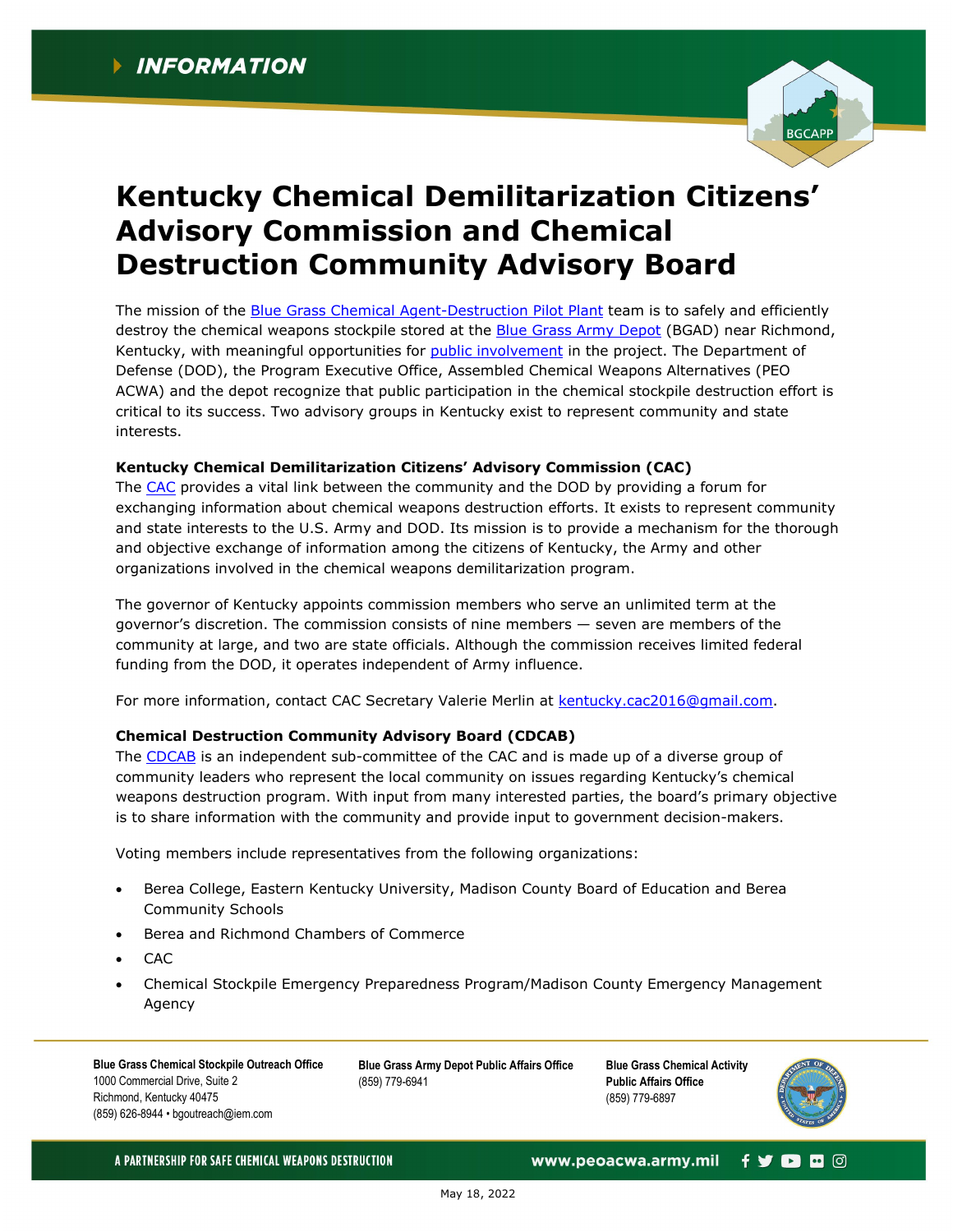INFORMATION

# Kentucky Chemical Demilitarization Citizens' Advisory Commission and Chemical Destruction Community Advisory Board

The mission of the Blue Grass Chemical Agent-Destruction Pilot Plant team is to safely and efficiently destroy the chemical weapons stockpile stored at the Blue Grass Army Depot (BGAD) near Richmond, Kentucky, with meaningful opportunities for public involvement in the project. The Department of Defense (DOD), the Program Executive Office, Assembled Chemical Weapons Alternatives (PEO ACWA) and the depot recognize that public participation in the chemical stockpile destruction effort is critical to its success. Two advisory groups in Kentucky exist to represent community and state interests.

**Kentucky Chemical Demilitarization Citizens' Advisory Commission (CAC)**

The CAC provides a vital link between the community and the DOD by providing a forum for exchanging information about chemical weapons destruction efforts. It exists to represent community and state interests to the U.S. Army and DOD. Its mission is to provide a mechanism for the thorough and objective exchange of information among the citizens of Kentucky, the Army and other organizations involved in the chemical weapons demilitarization program.

The governor of Kentucky appoints commission members who serve an unlimited term at the governor's discretion. The commission consists of nine members — seven are members of the community at large, and two are state officials. Although the commission receives limited federal funding from the DOD, it operates independent of Army influence.

For more information, contact CAC Secretary Valerie Merlin at kentucky.cac2016@gmail.com.

**Chemical Destruction Community Advisory Board (CDCAB)**

The CDCAB is an independent sub-committee of the CAC and is made up of a diverse group of community leaders who represent the local community on issues regarding Kentucky's chemical weapons destruction program. With input from many interested parties, the board's primary objective is to share information with the community and provide input to government decision-makers.

Voting members include representatives from the following organizations:

- Berea College, Eastern Kentucky University, Madison County Board of Education and Berea Community Schools
- Berea and Richmond Chambers of Commerce
- CAC
- Chemical Stockpile Emergency Preparedness Program/Madison County Emergency Management Agency

**Blue Grass Chemical Stockpile Outreach Office**
1000 Commercial Drive, Suite 2
Richmond, Kentucky 40475
(859) 626-8944 • bgoutreach@iem.com

**Blue Grass Army Depot Public Affairs Office**
(859) 779-6941

**Blue Grass Chemical Activity Public Affairs Office**
(859) 779-6897

A PARTNERSHIP FOR SAFE CHEMICAL WEAPONS DESTRUCTION www.peoacwa.army.mil

May 18, 2022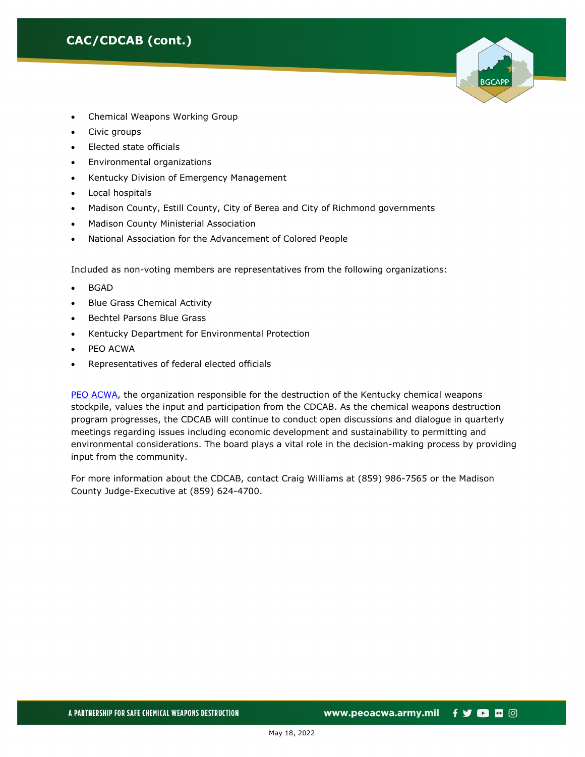## CAC/CDCAB (cont.)

- Chemical Weapons Working Group
- Civic groups
- Elected state officials
- Environmental organizations
- Kentucky Division of Emergency Management
- Local hospitals
- Madison County, Estill County, City of Berea and City of Richmond governments
- Madison County Ministerial Association
- National Association for the Advancement of Colored People

Included as non-voting members are representatives from the following organizations:

- BGAD
- Blue Grass Chemical Activity
- Bechtel Parsons Blue Grass
- Kentucky Department for Environmental Protection
- PEO ACWA
- Representatives of federal elected officials

PEO ACWA, the organization responsible for the destruction of the Kentucky chemical weapons stockpile, values the input and participation from the CDCAB. As the chemical weapons destruction program progresses, the CDCAB will continue to conduct open discussions and dialogue in quarterly meetings regarding issues including economic development and sustainability to permitting and environmental considerations. The board plays a vital role in the decision-making process by providing input from the community.

For more information about the CDCAB, contact Craig Williams at (859) 986-7565 or the Madison County Judge-Executive at (859) 624-4700.